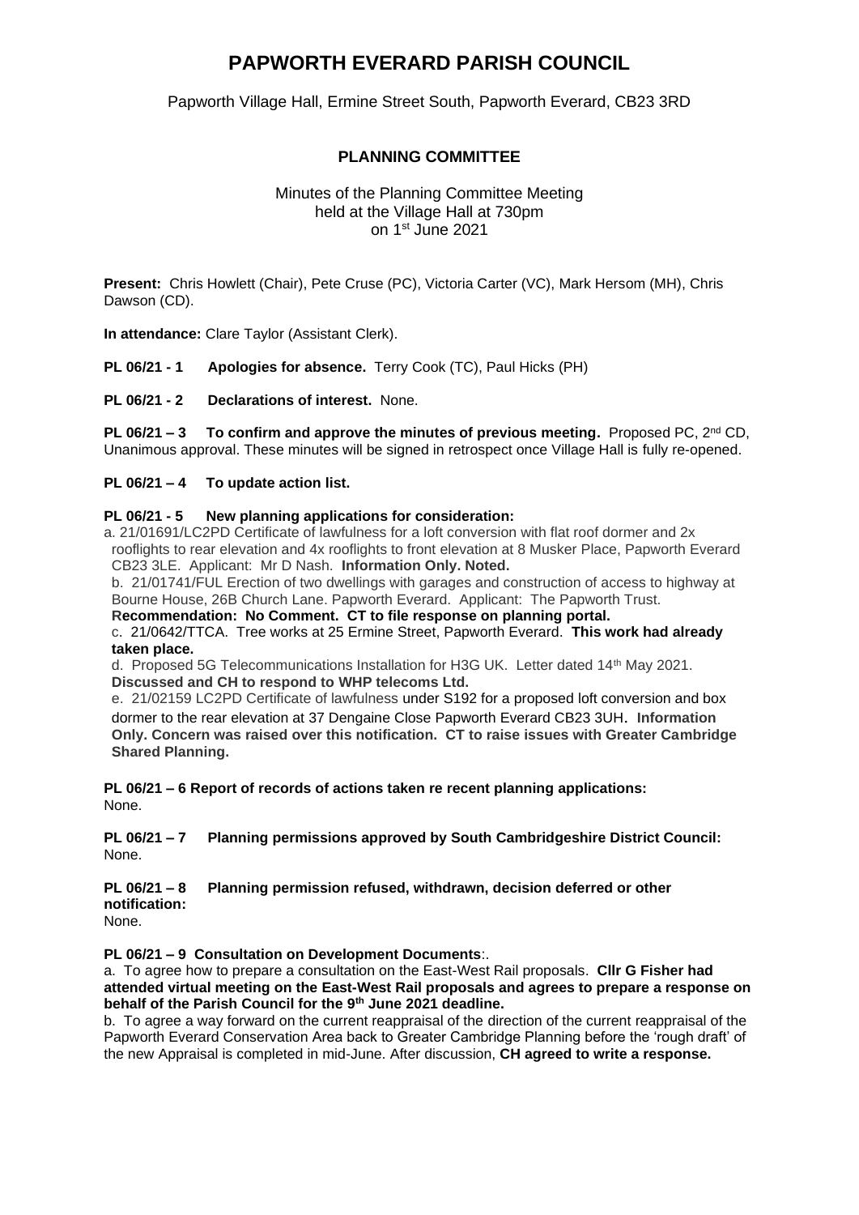# PAPWORTH EVERARD PARISH COUNCIL

Papworth Village Hall, Ermine Street South, Papworth Everard, CB23 3RD

## PLANNING COMMITTEE

Minutes of the Planning Committee Meeting
held at the Village Hall at 730pm
on 1st June 2021

**Present:** Chris Howlett (Chair), Pete Cruse (PC), Victoria Carter (VC), Mark Hersom (MH), Chris Dawson (CD).

**In attendance:** Clare Taylor (Assistant Clerk).

**PL 06/21 - 1 Apologies for absence.** Terry Cook (TC), Paul Hicks (PH)

**PL 06/21 - 2 Declarations of interest.** None.

**PL 06/21 – 3 To confirm and approve the minutes of previous meeting.** Proposed PC, 2nd CD, Unanimous approval. These minutes will be signed in retrospect once Village Hall is fully re-opened.

**PL 06/21 – 4 To update action list.**

**PL 06/21 - 5 New planning applications for consideration:**

a. 21/01691/LC2PD Certificate of lawfulness for a loft conversion with flat roof dormer and 2x rooflights to rear elevation and 4x rooflights to front elevation at 8 Musker Place, Papworth Everard CB23 3LE. Applicant: Mr D Nash. **Information Only. Noted.**

b. 21/01741/FUL Erection of two dwellings with garages and construction of access to highway at Bourne House, 26B Church Lane. Papworth Everard. Applicant: The Papworth Trust. **Recommendation: No Comment. CT to file response on planning portal.**

c. 21/0642/TTCA. Tree works at 25 Ermine Street, Papworth Everard. **This work had already taken place.**

d. Proposed 5G Telecommunications Installation for H3G UK. Letter dated 14th May 2021. **Discussed and CH to respond to WHP telecoms Ltd.**

e. 21/02159 LC2PD Certificate of lawfulness under S192 for a proposed loft conversion and box dormer to the rear elevation at 37 Dengaine Close Papworth Everard CB23 3UH. **Information Only. Concern was raised over this notification. CT to raise issues with Greater Cambridge Shared Planning.**

**PL 06/21 – 6 Report of records of actions taken re recent planning applications:**
None.

**PL 06/21 – 7 Planning permissions approved by South Cambridgeshire District Council:**
None.

**PL 06/21 – 8 Planning permission refused, withdrawn, decision deferred or other notification:**
None.

**PL 06/21 – 9 Consultation on Development Documents**:.

a. To agree how to prepare a consultation on the East-West Rail proposals. **Cllr G Fisher had attended virtual meeting on the East-West Rail proposals and agrees to prepare a response on behalf of the Parish Council for the 9th June 2021 deadline.**

b. To agree a way forward on the current reappraisal of the direction of the current reappraisal of the Papworth Everard Conservation Area back to Greater Cambridge Planning before the 'rough draft' of the new Appraisal is completed in mid-June. After discussion, **CH agreed to write a response.**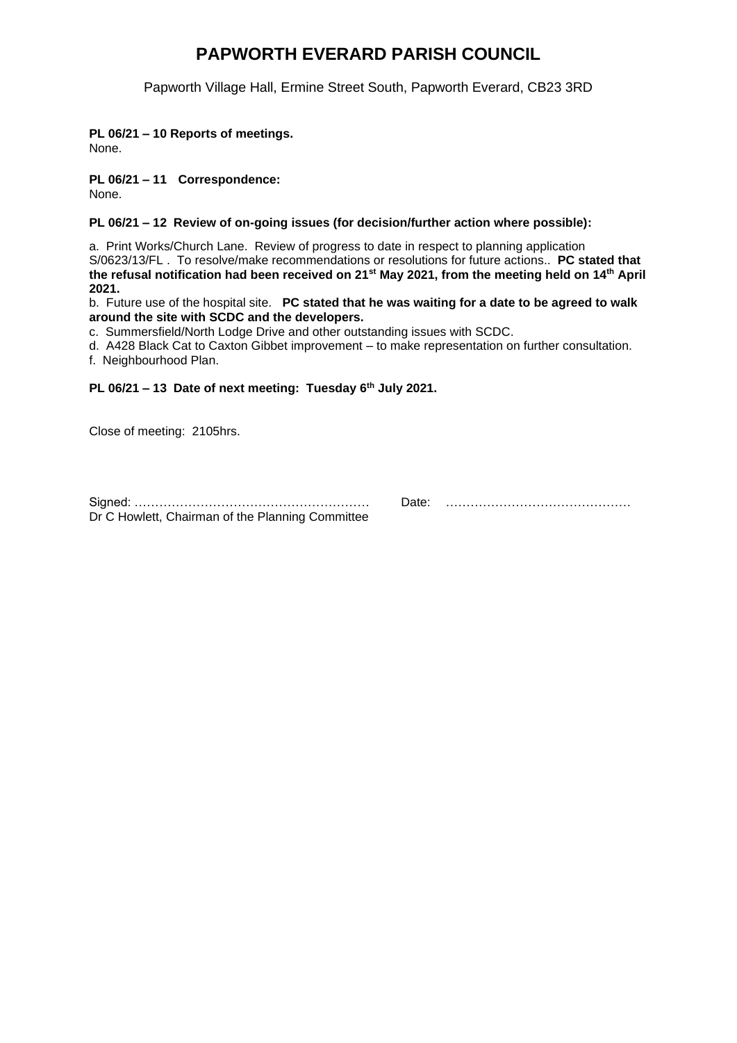# PAPWORTH EVERARD PARISH COUNCIL

Papworth Village Hall, Ermine Street South, Papworth Everard, CB23 3RD

**PL 06/21 – 10 Reports of meetings.**
None.

**PL 06/21 – 11 Correspondence:**
None.

**PL 06/21 – 12 Review of on-going issues (for decision/further action where possible):**

a. Print Works/Church Lane. Review of progress to date in respect to planning application S/0623/13/FL . To resolve/make recommendations or resolutions for future actions.. **PC stated that the refusal notification had been received on 21st May 2021, from the meeting held on 14th April 2021.**
b. Future use of the hospital site. **PC stated that he was waiting for a date to be agreed to walk around the site with SCDC and the developers.**
c. Summersfield/North Lodge Drive and other outstanding issues with SCDC.
d. A428 Black Cat to Caxton Gibbet improvement – to make representation on further consultation.
f. Neighbourhood Plan.

**PL 06/21 – 13 Date of next meeting: Tuesday 6th July 2021.**

Close of meeting: 2105hrs.

Signed: ……………………………………………… Date: ………………………………………
Dr C Howlett, Chairman of the Planning Committee